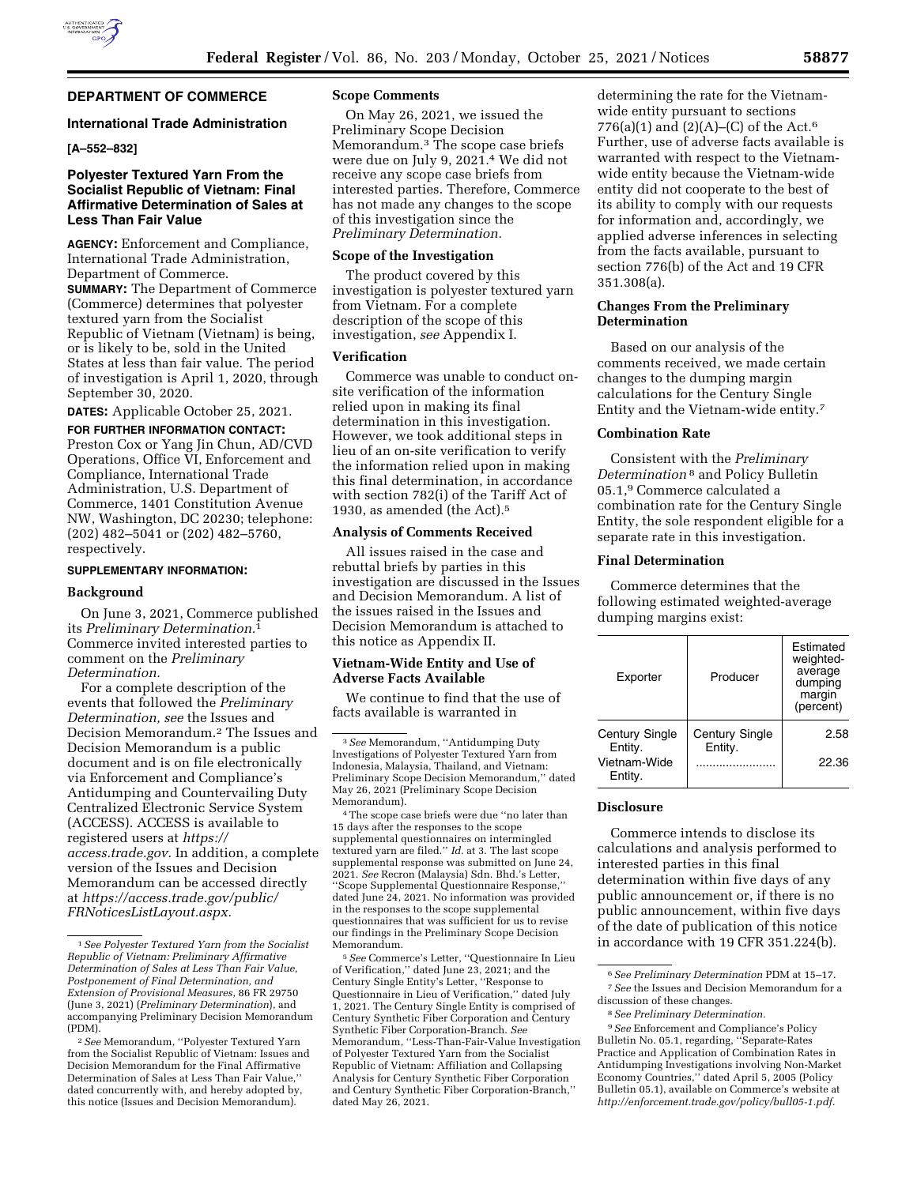## DEPARTMENT OF COMMERCE

### International Trade Administration

**[A–552–832]**

### Polyester Textured Yarn From the Socialist Republic of Vietnam: Final Affirmative Determination of Sales at Less Than Fair Value

**AGENCY:** Enforcement and Compliance, International Trade Administration, Department of Commerce.

**SUMMARY:** The Department of Commerce (Commerce) determines that polyester textured yarn from the Socialist Republic of Vietnam (Vietnam) is being, or is likely to be, sold in the United States at less than fair value. The period of investigation is April 1, 2020, through September 30, 2020.

**DATES:** Applicable October 25, 2021.

**FOR FURTHER INFORMATION CONTACT:** Preston Cox or Yang Jin Chun, AD/CVD Operations, Office VI, Enforcement and Compliance, International Trade Administration, U.S. Department of Commerce, 1401 Constitution Avenue NW, Washington, DC 20230; telephone: (202) 482–5041 or (202) 482–5760, respectively.

**SUPPLEMENTARY INFORMATION:**

#### Background

On June 3, 2021, Commerce published its *Preliminary Determination.*[1] Commerce invited interested parties to comment on the *Preliminary Determination.*

For a complete description of the events that followed the *Preliminary Determination, see* the Issues and Decision Memorandum.[2] The Issues and Decision Memorandum is a public document and is on file electronically via Enforcement and Compliance's Antidumping and Countervailing Duty Centralized Electronic Service System (ACCESS). ACCESS is available to registered users at *https://access.trade.gov.* In addition, a complete version of the Issues and Decision Memorandum can be accessed directly at *https://access.trade.gov/public/FRNoticesListLayout.aspx.*

#### Scope Comments

On May 26, 2021, we issued the Preliminary Scope Decision Memorandum.[3] The scope case briefs were due on July 9, 2021.[4] We did not receive any scope case briefs from interested parties. Therefore, Commerce has not made any changes to the scope of this investigation since the *Preliminary Determination.*

#### Scope of the Investigation

The product covered by this investigation is polyester textured yarn from Vietnam. For a complete description of the scope of this investigation, *see* Appendix I.

#### Verification

Commerce was unable to conduct on-site verification of the information relied upon in making its final determination in this investigation. However, we took additional steps in lieu of an on-site verification to verify the information relied upon in making this final determination, in accordance with section 782(i) of the Tariff Act of 1930, as amended (the Act).[5]

#### Analysis of Comments Received

All issues raised in the case and rebuttal briefs by parties in this investigation are discussed in the Issues and Decision Memorandum. A list of the issues raised in the Issues and Decision Memorandum is attached to this notice as Appendix II.

#### Vietnam-Wide Entity and Use of Adverse Facts Available

We continue to find that the use of facts available is warranted in determining the rate for the Vietnam-wide entity pursuant to sections 776(a)(1) and (2)(A)–(C) of the Act.[6] Further, use of adverse facts available is warranted with respect to the Vietnam-wide entity because the Vietnam-wide entity did not cooperate to the best of its ability to comply with our requests for information and, accordingly, we applied adverse inferences in selecting from the facts available, pursuant to section 776(b) of the Act and 19 CFR 351.308(a).

#### Changes From the Preliminary Determination

Based on our analysis of the comments received, we made certain changes to the dumping margin calculations for the Century Single Entity and the Vietnam-wide entity.[7]

#### Combination Rate

Consistent with the *Preliminary Determination*[8] and Policy Bulletin 05.1,[9] Commerce calculated a combination rate for the Century Single Entity, the sole respondent eligible for a separate rate in this investigation.

#### Final Determination

Commerce determines that the following estimated weighted-average dumping margins exist:

| Exporter | Producer | Estimated weighted-average dumping margin (percent) |
|---|---|---|
| Century Single Entity. | Century Single Entity. | 2.58 |
| Vietnam-Wide Entity. | ........................ | 22.36 |

#### Disclosure

Commerce intends to disclose its calculations and analysis performed to interested parties in this final determination within five days of any public announcement or, if there is no public announcement, within five days of the date of publication of this notice in accordance with 19 CFR 351.224(b).

---

[1] *See Polyester Textured Yarn from the Socialist Republic of Vietnam: Preliminary Affirmative Determination of Sales at Less Than Fair Value, Postponement of Final Determination, and Extension of Provisional Measures,* 86 FR 29750 (June 3, 2021) (*Preliminary Determination*), and accompanying Preliminary Decision Memorandum (PDM).

[2] *See* Memorandum, "Polyester Textured Yarn from the Socialist Republic of Vietnam: Issues and Decision Memorandum for the Final Affirmative Determination of Sales at Less Than Fair Value," dated concurrently with, and hereby adopted by, this notice (Issues and Decision Memorandum).

[3] *See* Memorandum, "Antidumping Duty Investigations of Polyester Textured Yarn from Indonesia, Malaysia, Thailand, and Vietnam: Preliminary Scope Decision Memorandum," dated May 26, 2021 (Preliminary Scope Decision Memorandum).

[4] The scope case briefs were due "no later than 15 days after the responses to the scope supplemental questionnaires on intermingled textured yarn are filed." *Id.* at 3. The last scope supplemental response was submitted on June 24, 2021. *See* Recron (Malaysia) Sdn. Bhd.'s Letter, "Scope Supplemental Questionnaire Response," dated June 24, 2021. No information was provided in the responses to the scope supplemental questionnaires that was sufficient for us to revise our findings in the Preliminary Scope Decision Memorandum.

[5] *See* Commerce's Letter, "Questionnaire In Lieu of Verification," dated June 23, 2021; and the Century Single Entity's Letter, "Response to Questionnaire in Lieu of Verification," dated July 1, 2021. The Century Single Entity is comprised of Century Synthetic Fiber Corporation and Century Synthetic Fiber Corporation-Branch. *See* Memorandum, "Less-Than-Fair-Value Investigation of Polyester Textured Yarn from the Socialist Republic of Vietnam: Affiliation and Collapsing Analysis for Century Synthetic Fiber Corporation and Century Synthetic Fiber Corporation-Branch," dated May 26, 2021.

[6] *See Preliminary Determination* PDM at 15–17.

[7] *See* the Issues and Decision Memorandum for a discussion of these changes.

[8] *See Preliminary Determination.*

[9] *See* Enforcement and Compliance's Policy Bulletin No. 05.1, regarding, "Separate-Rates Practice and Application of Combination Rates in Antidumping Investigations involving Non-Market Economy Countries," dated April 5, 2005 (Policy Bulletin 05.1), available on Commerce's website at *http://enforcement.trade.gov/policy/bull05-1.pdf.*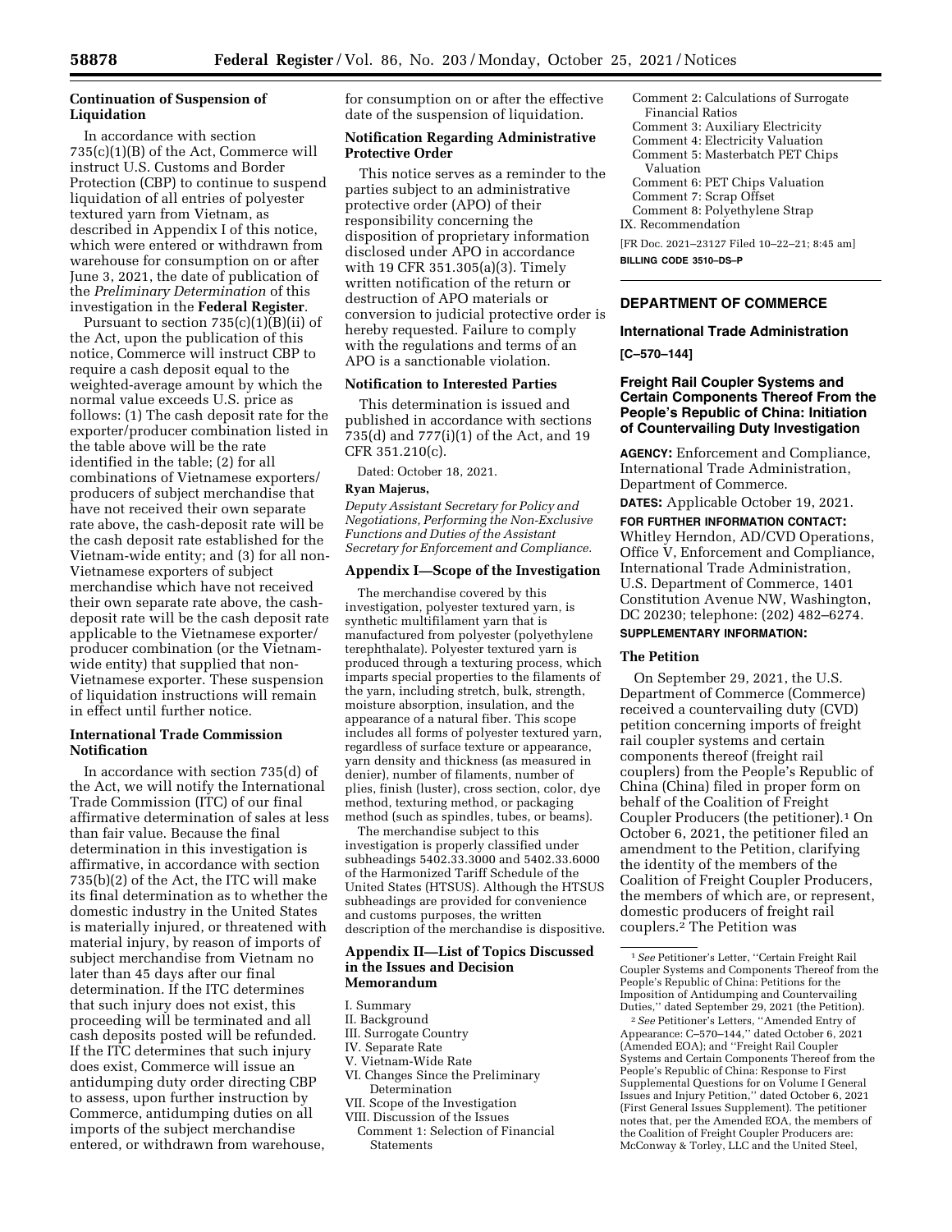**Continuation of Suspension of Liquidation**

In accordance with section 735(c)(1)(B) of the Act, Commerce will instruct U.S. Customs and Border Protection (CBP) to continue to suspend liquidation of all entries of polyester textured yarn from Vietnam, as described in Appendix I of this notice, which were entered or withdrawn from warehouse for consumption on or after June 3, 2021, the date of publication of the *Preliminary Determination* of this investigation in the **Federal Register**.

Pursuant to section 735(c)(1)(B)(ii) of the Act, upon the publication of this notice, Commerce will instruct CBP to require a cash deposit equal to the weighted-average amount by which the normal value exceeds U.S. price as follows: (1) The cash deposit rate for the exporter/producer combination listed in the table above will be the rate identified in the table; (2) for all combinations of Vietnamese exporters/producers of subject merchandise that have not received their own separate rate above, the cash-deposit rate will be the cash deposit rate established for the Vietnam-wide entity; and (3) for all non-Vietnamese exporters of subject merchandise which have not received their own separate rate above, the cash-deposit rate will be the cash deposit rate applicable to the Vietnamese exporter/producer combination (or the Vietnam-wide entity) that supplied that non-Vietnamese exporter. These suspension of liquidation instructions will remain in effect until further notice.

**International Trade Commission Notification**

In accordance with section 735(d) of the Act, we will notify the International Trade Commission (ITC) of our final affirmative determination of sales at less than fair value. Because the final determination in this investigation is affirmative, in accordance with section 735(b)(2) of the Act, the ITC will make its final determination as to whether the domestic industry in the United States is materially injured, or threatened with material injury, by reason of imports of subject merchandise from Vietnam no later than 45 days after our final determination. If the ITC determines that such injury does not exist, this proceeding will be terminated and all cash deposits posted will be refunded. If the ITC determines that such injury does exist, Commerce will issue an antidumping duty order directing CBP to assess, upon further instruction by Commerce, antidumping duties on all imports of the subject merchandise entered, or withdrawn from warehouse, for consumption on or after the effective date of the suspension of liquidation.

**Notification Regarding Administrative Protective Order**

This notice serves as a reminder to the parties subject to an administrative protective order (APO) of their responsibility concerning the disposition of proprietary information disclosed under APO in accordance with 19 CFR 351.305(a)(3). Timely written notification of the return or destruction of APO materials or conversion to judicial protective order is hereby requested. Failure to comply with the regulations and terms of an APO is a sanctionable violation.

**Notification to Interested Parties**

This determination is issued and published in accordance with sections 735(d) and 777(i)(1) of the Act, and 19 CFR 351.210(c).

Dated: October 18, 2021.

**Ryan Majerus,**

*Deputy Assistant Secretary for Policy and Negotiations, Performing the Non-Exclusive Functions and Duties of the Assistant Secretary for Enforcement and Compliance.*

**Appendix I—Scope of the Investigation**

The merchandise covered by this investigation, polyester textured yarn, is synthetic multifilament yarn that is manufactured from polyester (polyethylene terephthalate). Polyester textured yarn is produced through a texturing process, which imparts special properties to the filaments of the yarn, including stretch, bulk, strength, moisture absorption, insulation, and the appearance of a natural fiber. This scope includes all forms of polyester textured yarn, regardless of surface texture or appearance, yarn density and thickness (as measured in denier), number of filaments, number of plies, finish (luster), cross section, color, dye method, texturing method, or packaging method (such as spindles, tubes, or beams).

The merchandise subject to this investigation is properly classified under subheadings 5402.33.3000 and 5402.33.6000 of the Harmonized Tariff Schedule of the United States (HTSUS). Although the HTSUS subheadings are provided for convenience and customs purposes, the written description of the merchandise is dispositive.

**Appendix II—List of Topics Discussed in the Issues and Decision Memorandum**

I. Summary
II. Background
III. Surrogate Country
IV. Separate Rate
V. Vietnam-Wide Rate
VI. Changes Since the Preliminary Determination
VII. Scope of the Investigation
VIII. Discussion of the Issues
Comment 1: Selection of Financial Statements
Comment 2: Calculations of Surrogate Financial Ratios
Comment 3: Auxiliary Electricity
Comment 4: Electricity Valuation
Comment 5: Masterbatch PET Chips Valuation
Comment 6: PET Chips Valuation
Comment 7: Scrap Offset
Comment 8: Polyethylene Strap
IX. Recommendation

[FR Doc. 2021–23127 Filed 10–22–21; 8:45 am]

**BILLING CODE 3510–DS–P**

---

## DEPARTMENT OF COMMERCE

### International Trade Administration

**[C–570–144]**

### Freight Rail Coupler Systems and Certain Components Thereof From the People's Republic of China: Initiation of Countervailing Duty Investigation

**AGENCY:** Enforcement and Compliance, International Trade Administration, Department of Commerce.

**DATES:** Applicable October 19, 2021.

**FOR FURTHER INFORMATION CONTACT:** Whitley Herndon, AD/CVD Operations, Office V, Enforcement and Compliance, International Trade Administration, U.S. Department of Commerce, 1401 Constitution Avenue NW, Washington, DC 20230; telephone: (202) 482–6274.

**SUPPLEMENTARY INFORMATION:**

**The Petition**

On September 29, 2021, the U.S. Department of Commerce (Commerce) received a countervailing duty (CVD) petition concerning imports of freight rail coupler systems and certain components thereof (freight rail couplers) from the People's Republic of China (China) filed in proper form on behalf of the Coalition of Freight Coupler Producers (the petitioner).[1] On October 6, 2021, the petitioner filed an amendment to the Petition, clarifying the identity of the members of the Coalition of Freight Coupler Producers, the members of which are, or represent, domestic producers of freight rail couplers.[2] The Petition was

[1] *See* Petitioner's Letter, "Certain Freight Rail Coupler Systems and Components Thereof from the People's Republic of China: Petitions for the Imposition of Antidumping and Countervailing Duties," dated September 29, 2021 (the Petition).

[2] *See* Petitioner's Letters, "Amended Entry of Appearance: C–570–144," dated October 6, 2021 (Amended EOA); and "Freight Rail Coupler Systems and Certain Components Thereof from the People's Republic of China: Response to First Supplemental Questions for on Volume I General Issues and Injury Petition," dated October 6, 2021 (First General Issues Supplement). The petitioner notes that, per the Amended EOA, the members of the Coalition of Freight Coupler Producers are: McConway & Torley, LLC and the United Steel,